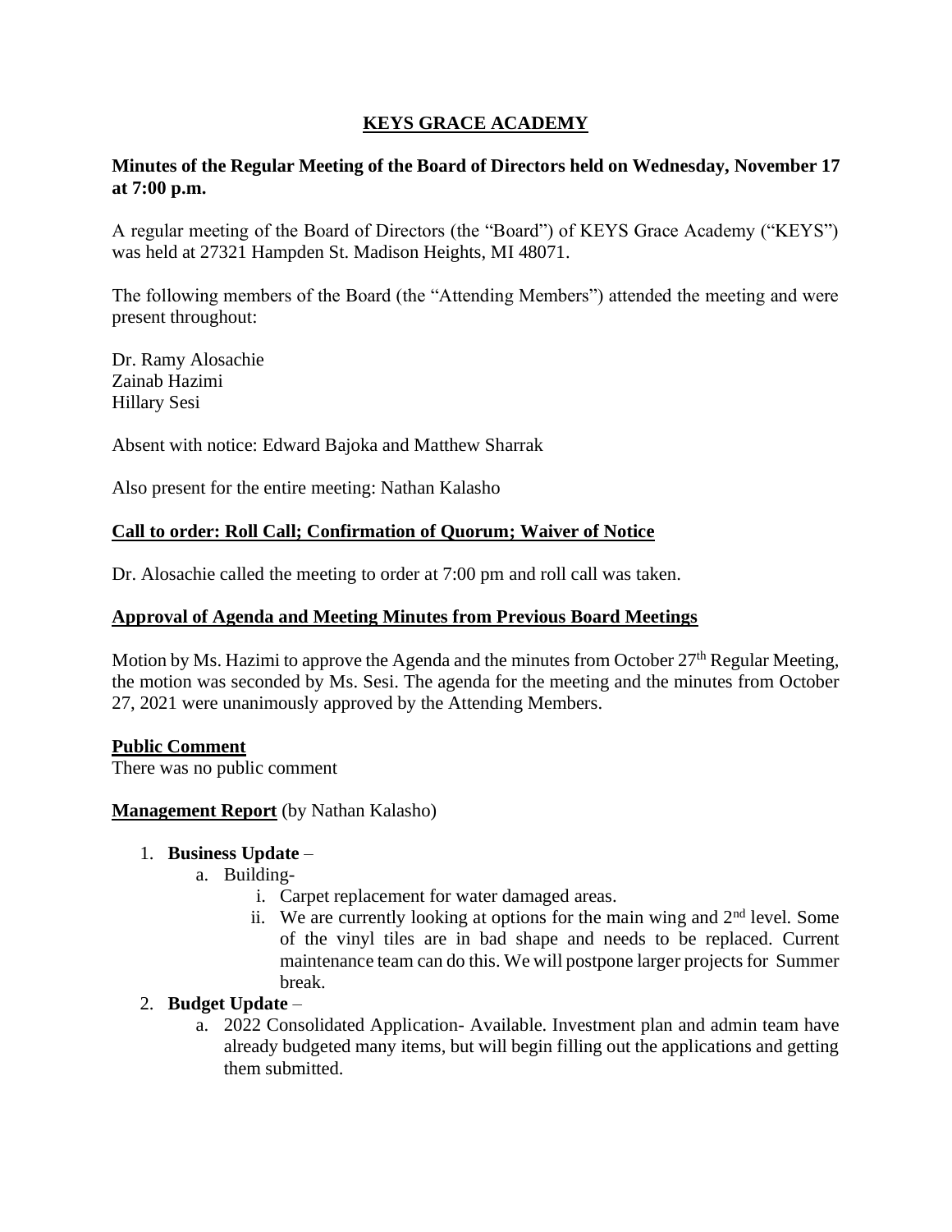# KEYS GRACE ACADEMY

**Minutes of the Regular Meeting of the Board of Directors held on Wednesday, November 17 at 7:00 p.m.**

A regular meeting of the Board of Directors (the "Board") of KEYS Grace Academy ("KEYS") was held at 27321 Hampden St. Madison Heights, MI 48071.

The following members of the Board (the "Attending Members") attended the meeting and were present throughout:

Dr. Ramy Alosachie
Zainab Hazimi
Hillary Sesi

Absent with notice: Edward Bajoka and Matthew Sharrak

Also present for the entire meeting: Nathan Kalasho

## Call to order: Roll Call; Confirmation of Quorum; Waiver of Notice

Dr. Alosachie called the meeting to order at 7:00 pm and roll call was taken.

## Approval of Agenda and Meeting Minutes from Previous Board Meetings

Motion by Ms. Hazimi to approve the Agenda and the minutes from October 27th Regular Meeting, the motion was seconded by Ms. Sesi. The agenda for the meeting and the minutes from October 27, 2021 were unanimously approved by the Attending Members.

## Public Comment

There was no public comment

## Management Report (by Nathan Kalasho)

1. **Business Update** –
   a. Building-
      i. Carpet replacement for water damaged areas.
      ii. We are currently looking at options for the main wing and 2nd level. Some of the vinyl tiles are in bad shape and needs to be replaced. Current maintenance team can do this. We will postpone larger projects for Summer break.
2. **Budget Update** –
   a. 2022 Consolidated Application- Available. Investment plan and admin team have already budgeted many items, but will begin filling out the applications and getting them submitted.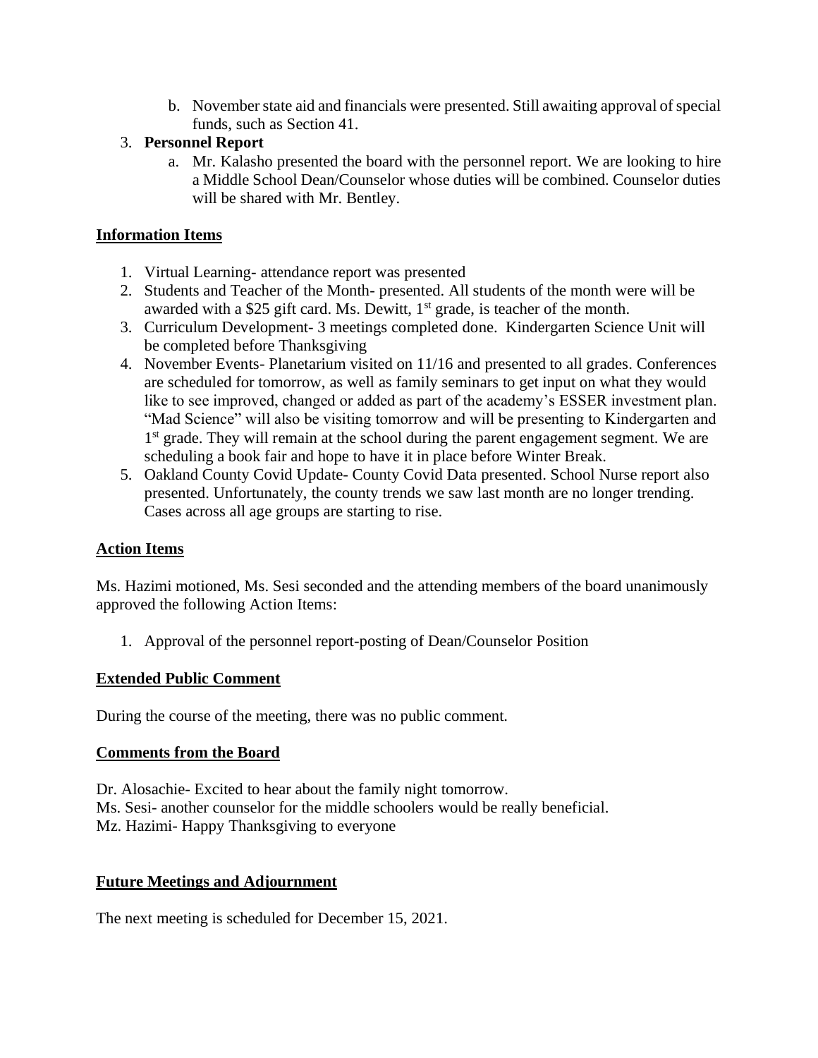b. November state aid and financials were presented. Still awaiting approval of special funds, such as Section 41.

3. **Personnel Report**
   a. Mr. Kalasho presented the board with the personnel report. We are looking to hire a Middle School Dean/Counselor whose duties will be combined. Counselor duties will be shared with Mr. Bentley.

## Information Items

1. Virtual Learning- attendance report was presented
2. Students and Teacher of the Month- presented. All students of the month were will be awarded with a $25 gift card. Ms. Dewitt, 1st grade, is teacher of the month.
3. Curriculum Development- 3 meetings completed done. Kindergarten Science Unit will be completed before Thanksgiving
4. November Events- Planetarium visited on 11/16 and presented to all grades. Conferences are scheduled for tomorrow, as well as family seminars to get input on what they would like to see improved, changed or added as part of the academy's ESSER investment plan. "Mad Science" will also be visiting tomorrow and will be presenting to Kindergarten and 1st grade. They will remain at the school during the parent engagement segment. We are scheduling a book fair and hope to have it in place before Winter Break.
5. Oakland County Covid Update- County Covid Data presented. School Nurse report also presented. Unfortunately, the county trends we saw last month are no longer trending. Cases across all age groups are starting to rise.

## Action Items

Ms. Hazimi motioned, Ms. Sesi seconded and the attending members of the board unanimously approved the following Action Items:

1. Approval of the personnel report-posting of Dean/Counselor Position

## Extended Public Comment

During the course of the meeting, there was no public comment.

## Comments from the Board

Dr. Alosachie- Excited to hear about the family night tomorrow.
Ms. Sesi- another counselor for the middle schoolers would be really beneficial.
Mz. Hazimi- Happy Thanksgiving to everyone

## Future Meetings and Adjournment

The next meeting is scheduled for December 15, 2021.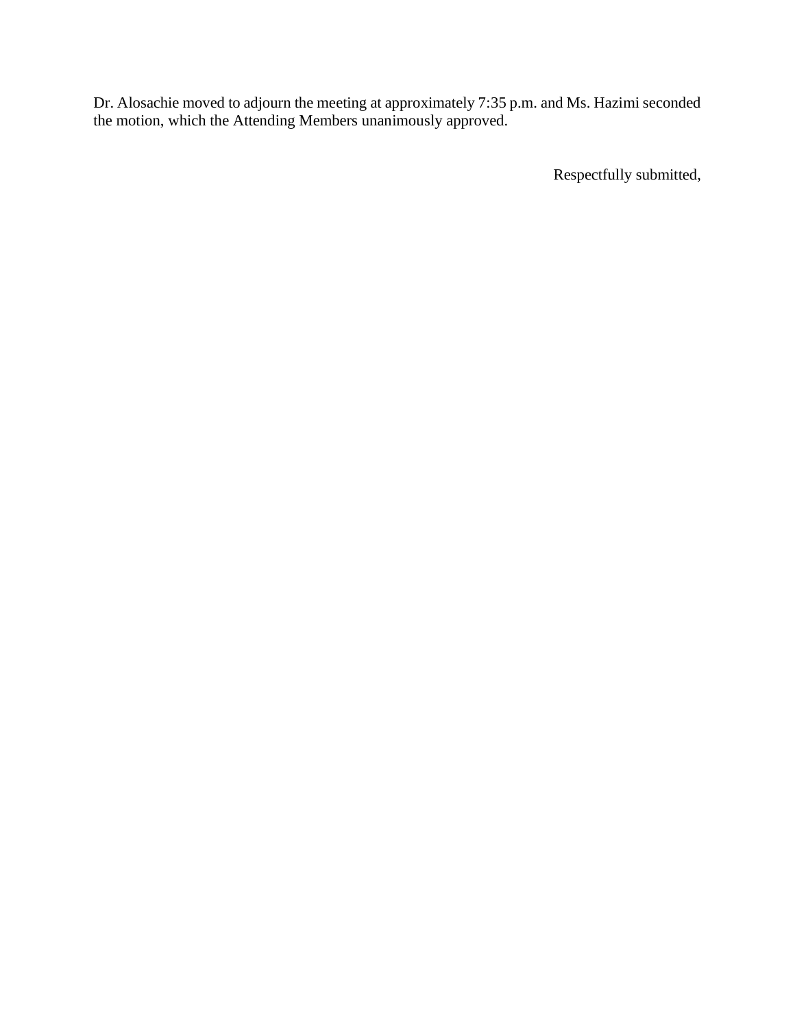Dr. Alosachie moved to adjourn the meeting at approximately 7:35 p.m. and Ms. Hazimi seconded the motion, which the Attending Members unanimously approved.

Respectfully submitted,